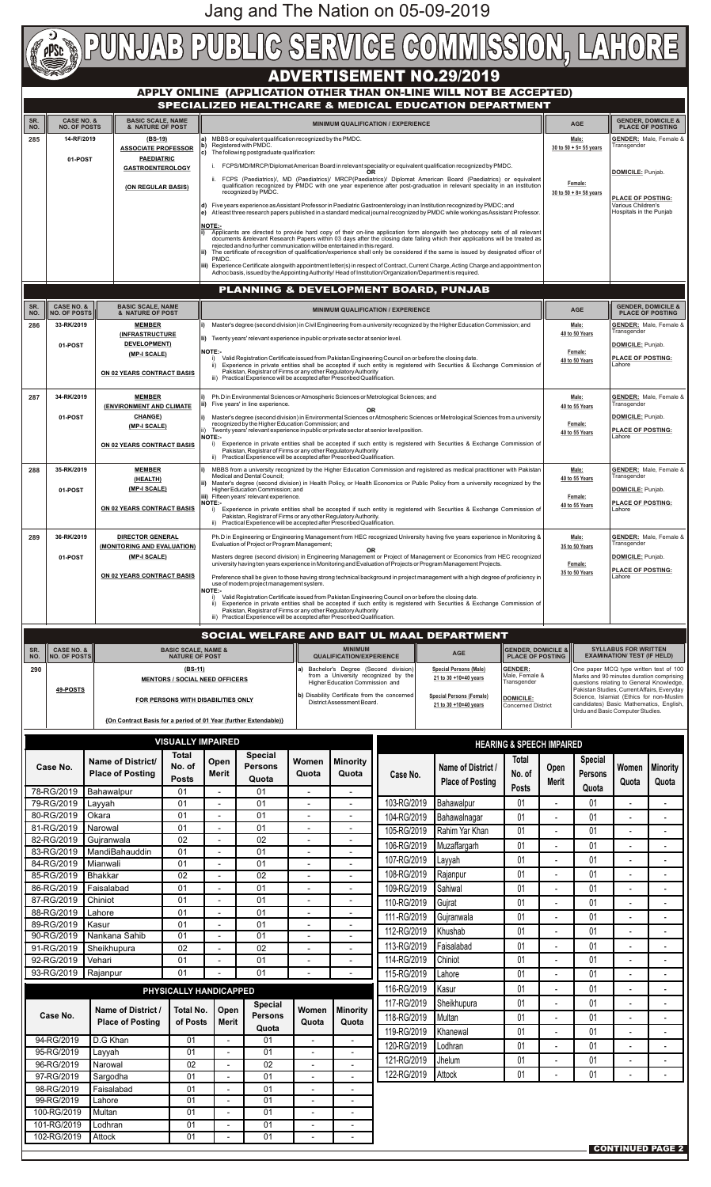Jang and The Nation on 05-09-2019

# PUNJAB PUBLIC SERVICE COMMISSION, LAHORE

## ADVERTISEMENT NO.29/2019

### APPLY ONLINE (APPLICATION OTHER THAN ON-LINE WILL NOT BE ACCEPTED)

### SPECIALIZED HEALTHCARE & MEDICAL EDUCATION DEPARTMENT

| SR. NO. | CASE NO. & NO. OF POSTS | BASIC SCALE, NAME & NATURE OF POST | MINIMUM QUALIFICATION / EXPERIENCE | AGE | GENDER, DOMICILE & PLACE OF POSTING |
|---|---|---|---|---|---|
| 285 | 14-RF/2019<br>01-POST | (BS-19)<br>ASSOCIATE PROFESSOR PAEDIATRIC GASTROENTEROLOGY<br>(ON REGULAR BASIS) | a) MBBS or equivalent qualification recognized by the PMDC.<br>b) Registered with PMDC.<br>c) The following postgraduate qualification:<br>i. FCPS/MD/MRCP/Diplomat American Board in relevant speciality or equivalent qualification recognized by PMDC.<br>OR<br>ii. FCPS (Paediatrics)/, MD (Paediatrics)/ MRCP(Paediatrics)/ Diplomat American Board (Paediatrics) or equivalent qualification recognized by PMDC with one year experience after post-graduation in relevant speciality in an institution recognized by PMDC.<br>d) Five years experience as Assistant Professor in Paediatric Gastroenterology in an Institution recognized by PMDC; and<br>e) At least three research papers published in a standard medical journal recognized by PMDC while working as Assistant Professor.<br>NOTE:-<br>i) Applicants are directed to provide hard copy of their on-line application form alongwith two photocopy sets of all relevant documents &relevant Research Papers within 03 days after the closing date failing which their applications will be treated as rejected and no further communication will be entertained in this regard.<br>ii) The certificate of recognition of qualification/experience shall only be considered if the same is issued by designated officer of PMDC.<br>iii) Experience Certificate alongwith appointment letter(s) in respect of Contract, Current Charge, Acting Charge and appointment on Adhoc basis, issued by the Appointing Authority/ Head of Institution/Organization/Department is required. | Male:<br>30 to 50 + 5= 55 years<br>Female:<br>30 to 50 + 8= 58 years | GENDER: Male, Female & Transgender<br>DOMICILE: Punjab.<br>PLACE OF POSTING: Various Children's Hospitals in the Punjab |

### PLANNING & DEVELOPMENT BOARD, PUNJAB

| SR. NO. | CASE NO. & NO. OF POSTS | BASIC SCALE, NAME & NATURE OF POST | MINIMUM QUALIFICATION / EXPERIENCE | AGE | GENDER, DOMICILE & PLACE OF POSTING |
|---|---|---|---|---|---|
| 286 | 33-RK/2019<br>01-POST | MEMBER (INFRASTRUCTURE DEVELOPMENT)<br>(MP-I SCALE)<br>ON 02 YEARS CONTRACT BASIS | i) Master's degree (second division) in Civil Engineering from a university recognized by the Higher Education Commission; and<br>ii) Twenty years' relevant experience in public or private sector at senior level.<br>NOTE:-<br>i) Valid Registration Certificate issued from Pakistan Engineering Council on or before the closing date.<br>ii) Experience in private entities shall be accepted if such entity is registered with Securities & Exchange Commission of Pakistan, Registrar of Firms or any other Regulatory Authority<br>iii) Practical Experience will be accepted after Prescribed Qualification. | Male:<br>40 to 50 Years<br>Female:<br>40 to 50 Years | GENDER: Male, Female & Transgender<br>DOMICILE: Punjab.<br>PLACE OF POSTING: Lahore |
| 287 | 34-RK/2019<br>01-POST | MEMBER (ENVIRONMENT AND CLIMATE CHANGE)<br>(MP-I SCALE)<br>ON 02 YEARS CONTRACT BASIS | i) Ph.D in Environmental Sciences or Atmospheric Sciences or Metrological Sciences; and<br>ii) Five years' in line experience.<br>OR<br>i) Master's degree (second division) in Environmental Sciences or Atmospheric Sciences or Metrological Sciences from a university recognized by the Higher Education Commission; and<br>ii) Twenty years' relevant experience in public or private sector at senior level position.<br>NOTE:-<br>i) Experience in private entities shall be accepted if such entity is registered with Securities & Exchange Commission of Pakistan, Registrar of Firms or any other Regulatory Authority<br>ii) Practical Experience will be accepted after Prescribed Qualification. | Male:<br>40 to 55 Years<br>Female:<br>40 to 55 Years | GENDER: Male, Female & Transgender<br>DOMICILE: Punjab.<br>PLACE OF POSTING: Lahore |
| 288 | 35-RK/2019<br>01-POST | MEMBER (HEALTH)<br>(MP-I SCALE)<br>ON 02 YEARS CONTRACT BASIS | i) MBBS from a university recognized by the Higher Education Commission and registered as medical practitioner with Pakistan Medical and Dental Council;<br>ii) Master's degree (second division) in Health Policy, or Health Economics or Public Policy from a university recognized by the Higher Education Commission; and<br>iii) Fifteen years' relevant experience.<br>NOTE:-<br>i) Experience in private entities shall be accepted if such entity is registered with Securities & Exchange Commission of Pakistan, Registrar of Firms or any other Regulatory Authority.<br>ii) Practical Experience will be accepted after Prescribed Qualification. | Male:<br>40 to 55 Years<br>Female:<br>40 to 55 Years | GENDER: Male, Female & Transgender<br>DOMICILE: Punjab.<br>PLACE OF POSTING: Lahore |
| 289 | 36-RK/2019<br>01-POST | DIRECTOR GENERAL (MONITORING AND EVALUATION)<br>(MP-I SCALE)<br>ON 02 YEARS CONTRACT BASIS | Ph.D in Engineering or Engineering Management from HEC recognized University having five years experience in Monitoring & Evaluation of Project or Program Management;<br>OR<br>Masters degree (second division) in Engineering Management or Project of Management or Economics from HEC recognized university having ten years experience in Monitoring and Evaluation of Projects or Program Management Projects.<br>Preference shall be given to those having strong technical background in project management with a high degree of proficiency in use of modern project management system.<br>NOTE:-<br>i) Valid Registration Certificate issued from Pakistan Engineering Council on or before the closing date.<br>ii) Experience in private entities shall be accepted if such entity is registered with Securities & Exchange Commission of Pakistan, Registrar of Firms or any other Regulatory Authority<br>iii) Practical Experience will be accepted after Prescribed Qualification. | Male:<br>35 to 50 Years<br>Female:<br>35 to 50 Years | GENDER: Male, Female & Transgender<br>DOMICILE: Punjab.<br>PLACE OF POSTING: Lahore |

### SOCIAL WELFARE AND BAIT UL MAAL DEPARTMENT

| SR. NO. | CASE NO. & NO. OF POSTS | BASIC SCALE, NAME & NATURE OF POST | MINIMUM QUALIFICATION/EXPERIENCE | AGE | GENDER, DOMICILE & PLACE OF POSTING | SYLLABUS FOR WRITTEN EXAMINATION/ TEST (IF HELD) |
|---|---|---|---|---|---|---|
| 290 | 49-POSTS | (BS-11)<br>MENTORS / SOCIAL NEED OFFICERS<br>FOR PERSONS WITH DISABILITIES ONLY<br>{On Contract Basis for a period of 01 Year (further Extendable)} | a) Bachelor's Degree (Second division) from a University recognized by the Higher Education Commission and<br>b) Disability Certificate from the concerned District Assessment Board. | Special Persons (Male)<br>21 to 30 +10=40 years<br>Special Persons (Female)<br>21 to 30 +10=40 years | GENDER: Male, Female & Transgender<br>DOMICILE: Concerned District | One paper MCQ type written test of 100 Marks and 90 minutes duration comprising questions relating to General Knowledge, Pakistan Studies, Current Affairs, Everyday Science, Islamiat (Ethics for non-Muslim candidates) Basic Mathematics, English, Urdu and Basic Computer Studies. |

#### VISUALLY IMPAIRED

| Case No. | Name of District/ Place of Posting | Total No. of Posts | Open Merit | Special Persons Quota | Women Quota | Minority Quota |
|---|---|---|---|---|---|---|
| 78-RG/2019 | Bahawalpur | 01 | - | 01 | - | - |
| 79-RG/2019 | Layyah | 01 | - | 01 | - | - |
| 80-RG/2019 | Okara | 01 | - | 01 | - | - |
| 81-RG/2019 | Narowal | 01 | - | 01 | - | - |
| 82-RG/2019 | Gujranwala | 02 | - | 02 | - | - |
| 83-RG/2019 | MandiBahauddin | 01 | - | 01 | - | - |
| 84-RG/2019 | Mianwali | 01 | - | 01 | - | - |
| 85-RG/2019 | Bhakkar | 02 | - | 02 | - | - |
| 86-RG/2019 | Faisalabad | 01 | - | 01 | - | - |
| 87-RG/2019 | Chiniot | 01 | - | 01 | - | - |
| 88-RG/2019 | Lahore | 01 | - | 01 | - | - |
| 89-RG/2019 | Kasur | 01 | - | 01 | - | - |
| 90-RG/2019 | Nankana Sahib | 01 | - | 01 | - | - |
| 91-RG/2019 | Sheikhupura | 02 | - | 02 | - | - |
| 92-RG/2019 | Vehari | 01 | - | 01 | - | - |
| 93-RG/2019 | Rajanpur | 01 | - | 01 | - | - |

#### PHYSICALLY HANDICAPPED

| Case No. | Name of District / Place of Posting | Total No. of Posts | Open Merit | Special Persons Quota | Women Quota | Minority Quota |
|---|---|---|---|---|---|---|
| 94-RG/2019 | D.G Khan | 01 | - | 01 | - | - |
| 95-RG/2019 | Layyah | 01 | - | 01 | - | - |
| 96-RG/2019 | Narowal | 02 | - | 02 | - | - |
| 97-RG/2019 | Sargodha | 01 | - | 01 | - | - |
| 98-RG/2019 | Faisalabad | 01 | - | 01 | - | - |
| 99-RG/2019 | Lahore | 01 | - | 01 | - | - |
| 100-RG/2019 | Multan | 01 | - | 01 | - | - |
| 101-RG/2019 | Lodhran | 01 | - | 01 | - | - |
| 102-RG/2019 | Attock | 01 | - | 01 | - | - |

#### HEARING & SPEECH IMPAIRED

| Case No. | Name of District / Place of Posting | Total No. of Posts | Open Merit | Special Persons Quota | Women Quota | Minority Quota |
|---|---|---|---|---|---|---|
| 103-RG/2019 | Bahawalpur | 01 | - | 01 | - | - |
| 104-RG/2019 | Bahawalnagar | 01 | - | 01 | - | - |
| 105-RG/2019 | Rahim Yar Khan | 01 | - | 01 | - | - |
| 106-RG/2019 | Muzaffargarh | 01 | - | 01 | - | - |
| 107-RG/2019 | Layyah | 01 | - | 01 | - | - |
| 108-RG/2019 | Rajanpur | 01 | - | 01 | - | - |
| 109-RG/2019 | Sahiwal | 01 | - | 01 | - | - |
| 110-RG/2019 | Gujrat | 01 | - | 01 | - | - |
| 111-RG/2019 | Gujranwala | 01 | - | 01 | - | - |
| 112-RG/2019 | Khushab | 01 | - | 01 | - | - |
| 113-RG/2019 | Faisalabad | 01 | - | 01 | - | - |
| 114-RG/2019 | Chiniot | 01 | - | 01 | - | - |
| 115-RG/2019 | Lahore | 01 | - | 01 | - | - |
| 116-RG/2019 | Kasur | 01 | - | 01 | - | - |
| 117-RG/2019 | Sheikhupura | 01 | - | 01 | - | - |
| 118-RG/2019 | Multan | 01 | - | 01 | - | - |
| 119-RG/2019 | Khanewal | 01 | - | 01 | - | - |
| 120-RG/2019 | Lodhran | 01 | - | 01 | - | - |
| 121-RG/2019 | Jhelum | 01 | - | 01 | - | - |
| 122-RG/2019 | Attock | 01 | - | 01 | - | - |

**CONTINUED PAGE 2**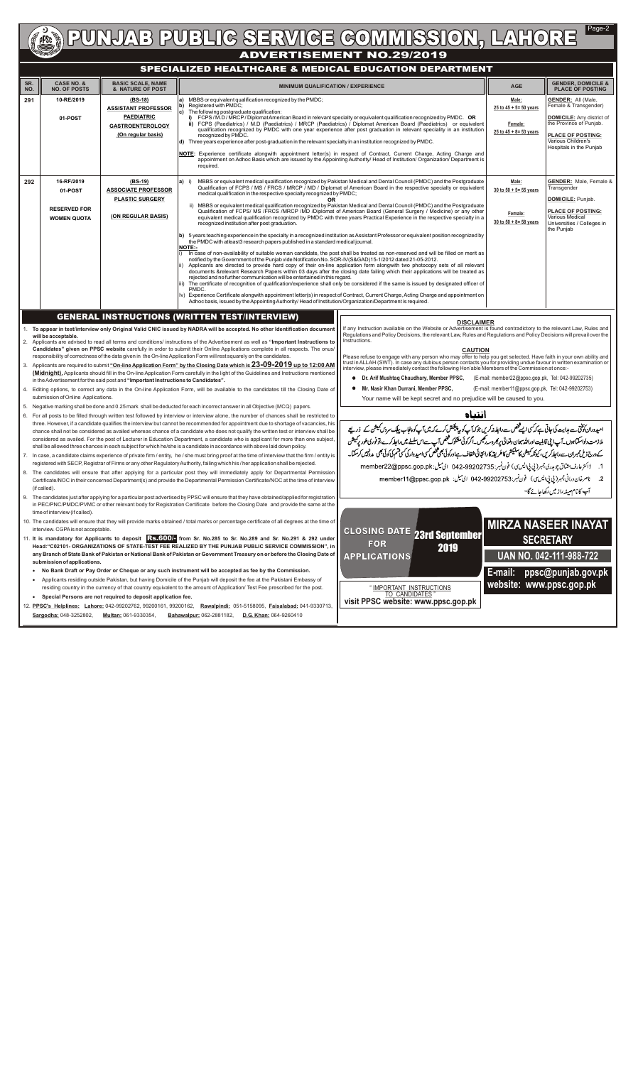# PUNJAB PUBLIC SERVICE COMMISSION, LAHORE

## ADVERTISEMENT NO.29/2019

### SPECIALIZED HEALTHCARE & MEDICAL EDUCATION DEPARTMENT

| SR. NO. | CASE NO. & NO. OF POSTS | BASIC SCALE, NAME & NATURE OF POST | MINIMUM QUALIFICATION / EXPERIENCE | AGE | GENDER, DOMICILE & PLACE OF POSTING |
|---|---|---|---|---|---|
| 291 | 10-RE/2019<br><br>01-POST | (BS-18)<br>ASSISTANT PROFESSOR<br>PAEDIATRIC GASTROENTEROLOGY<br>(On regular basis) | a) MBBS or equivalent qualification recognized by the PMDC;<br>b) Registered with PMDC;<br>c) The following postgraduate qualification:<br>i) FCPS / M.D / MRCP / Diplomat American Board in relevant specialty or equivalent qualification recognized by PMDC. **OR**<br>ii) FCPS (Paediatrics) / M.D (Paediatrics) / MRCP (Paediatrics) / Diplomat American Board (Paediatrics) or equivalent qualification recognized by PMDC with one year experience after post graduation in relevant speciality in an institution recognized by PMDC.<br>d) Three years experience after post-graduation in the relevant specialty in an institution recognized by PMDC.<br><br>**NOTE:** Experience certificate alongwith appointment letter(s) in respect of Contract, Current Charge, Acting Charge and appointment on Adhoc Basis which are issued by the Appointing Authority/ Head of Institution/ Organization/ Department is required. | Male:<br>25 to 45 + 5= 50 years<br><br>Female:<br>25 to 45 + 8= 53 years | **GENDER:** All (Male, Female & Transgender)<br><br>**DOMICILE:** Any district of the Province of Punjab.<br><br>**PLACE OF POSTING:** Various Children's Hospitals in the Punjab |
| 292 | 16-RF/2019<br>01-POST<br><br>RESERVED FOR WOMEN QUOTA | (BS-19)<br>ASSOCIATE PROFESSOR<br>PLASTIC SURGERY<br>(ON REGULAR BASIS) | a) i) MBBS or equivalent medical qualification recognized by Pakistan Medical and Dental Council (PMDC) and the Postgraduate Qualification of FCPS / MS / FRCS / MRCP / MD / Diplomat of American Board in the respective specialty or equivalent medical qualification in the respective specialty recognized by PMDC;<br>**OR**<br>ii) MBBS or equivalent medical qualification recognized by Pakistan Medical and Dental Council (PMDC) and the Postgraduate Qualification of FCPS/ MS /FRCS /MRCP /MD /Diplomat of American Board (General Surgery / Medicine) or any other equivalent medical qualification recognized by PMDC with three years Practical Experience in the respective specialty in a recognized institution after post graduation.<br><br>b) 5 years teaching experience in the specialty in a recognized institution as Assistant Professor or equivalent position recognized by the PMDC with atleast 3 research papers published in a standard medical journal.<br><br>**NOTE:-**<br>i) In case of non-availability of suitable woman candidate, the post shall be treated as non-reserved and will be filled on merit as notified by the Government of the Punjab vide Notification No. SOR-IV(S&GAD)15-1/2012 dated 21-05-2012.<br>ii) Applicants are directed to provide hard copy of their on-line application form alongwith two photocopy sets of all relevant documents &relevant Research Papers within 03 days after the closing date failing which their applications will be treated as rejected and no further communication will be entertained in this regard.<br>iii) The certificate of recognition of qualification/experience shall only be considered if the same is issued by designated officer of PMDC.<br>Iv) Experience Certificate alongwith appointment letter(s) in respect of Contract, Current Charge, Acting Charge and appointment on Adhoc basis, issued by the Appointing Authority/ Head of Institution/Organization/Department is required. | Male:<br>30 to 50 + 5= 55 years<br><br>Female:<br>30 to 50 + 8= 58 years | **GENDER:** Male, Female & Transgender<br><br>**DOMICILE:** Punjab.<br><br>**PLACE OF POSTING:** Various Medical Universities / Colleges in the Punjab |

### GENERAL INSTRUCTIONS (WRITTEN TEST/INTERVIEW)

1. **To appear in test/interview only Original Valid CNIC issued by NADRA will be accepted. No other Identification document will be acceptable.**
2. Applicants are advised to read all terms and conditions/ instructions of the Advertisement as well as **"Important Instructions to Candidates" given on PPSC website** carefully in order to submit their Online Applications complete in all respects. The onus/ responsibility of correctness of the data given in the On-line Application Form will rest squarely on the candidates.
3. Applicants are required to submit **"On-line Application Form" by the Closing Date which is 23-09-2019 up to 12:00 AM (Midnight).** Applicants should fill in the On-line Application Form carefully in the light of the Guidelines and Instructions mentioned in the Advertisement for the said post and **"Important Instructions to Candidates".**
4. Editing options, to correct any data in the On-line Application Form, will be available to the candidates till the Closing Date of submission of Online Applications.
5. Negative marking shall be done and 0.25 mark shall be deducted for each incorrect answer in all Objective (MCQ) papers.
6. For all posts to be filled through written test followed by interview or interview alone, the number of chances shall be restricted to three. However, if a candidate qualifies the interview but cannot be recommended for appointment due to shortage of vacancies, his chance shall not be considered as availed whereas chance of a candidate who does not qualify the written test or interview shall be considered as availed. For the post of Lecturer in Education Department, a candidate who is applicant for more than one subject, shall be allowed three chances in each subject for which he/she is a candidate in accordance with above laid down policy.
7. In case, a candidate claims experience of private firm / entity, he / she must bring proof at the time of interview that the firm / entity is registered with SECP, Registrar of Firms or any other Regulatory Authority, failing which his / her application shall be rejected.
8. The candidates will ensure that after applying for a particular post they will immediately apply for Departmental Permission Certificate/NOC in their concerned Department(s) and provide the Departmental Permission Certificate/NOC at the time of interview (if called).
9. The candidates just after applying for a particular post advertised by PPSC will ensure that they have obtained/applied for registration in PEC/PNC/PMDC/PVMC or other relevant body for Registration Certificate before the Closing Date and provide the same at the time of interview (if called).
10. The candidates will ensure that they will provide marks obtained / total marks or percentage certificate of all degrees at the time of interview. CGPA is not acceptable.
11. **It is mandatory for Applicants to deposit Rs.600/- from Sr. No.285 to Sr. No.289 and Sr. No.291 & 292 under Head:"C02101- ORGANIZATIONS OF STATE-TEST FEE REALIZED BY THE PUNJAB PUBLIC SERVICE COMMISSION", in any Branch of State Bank of Pakistan or National Bank of Pakistan or Government Treasury on or before the Closing Date of submission of applications.**
    - **No Bank Draft or Pay Order or Cheque or any such instrument will be accepted as fee by the Commission.**
    - Applicants residing outside Pakistan, but having Domicile of the Punjab will deposit the fee at the Pakistan Embassy of residing country in the currency of that country equivalent to the amount of Application/ Test Fee prescribed for the post.
    - **Special Persons are not required to deposit application fee.**
12. **PPSC's Helplines: Lahore:** 042-99202762, 99200161, 99200162, **Rawalpindi:** 051-5158095, **Faisalabad:** 041-9330713, **Sargodha:** 048-3252802, **Multan:** 061-9330354, **Bahawalpur:** 062-2881182, **D.G. Khan:** 064-9260410

### DISCLAIMER

If any Instruction available on the Website or Advertisement is found contradictory to the relevant Law, Rules and Regulations and Policy Decisions, the relevant Law, Rules and Regulations and Policy Decisions will prevail over the Instructions.

### CAUTION

Please refuse to engage with any person who may offer to help you get selected. Have faith in your own ability and trust in ALLAH (SWT). In case any dubious person contacts you for providing undue favour in written examination or interview, please immediately contact the following Hon'able Members of the Commission at once:-

- **Dr. Arif Mushtaq Chaudhary, Member PPSC,** (E-mail: member22@ppsc.gop.pk, Tel: 042-99202735)
- **Mr. Nasir Khan Durrani, Member PPSC,** (E-mail: member11@ppsc.gop.pk, Tel: 042-99202753)

Your name will be kept secret and no prejudice will be caused to you.

### انتباہ

امیدواران کو تنبیہ کی جاتی ہے کہ کسی ایسے شخص سے رابطہ نہ کریں جو کہ آپ کو پیشکش کرے کہ میں آپ کو پنجاب پبلک سروس کمیشن کے ذریعے ملازمت دلوا سکتا ہوں۔ آپ اپنی قابلیت اور اللہ سبحان وتعالیٰ پر بھروسہ رکھیں۔ اگر کوئی مشکوک شخص آپ سے اس سلسلے میں رابطہ کرے، تو فوری طور پر کمیشن کے درج ذیل ممبران سے رابطہ کریں، کیونکہ کمیشن کا سلیکشن کا طریقہ کار انتہائی شفاف ہے اور کوئی بھی شخص کسی امیدوار کی کسی قسم کی کوئی بھی مدد نہیں کر سکتا۔

1. ڈاکٹر عارف مشتاق چوہدری ممبر (پی پی ایس سی) فون نمبر: 042-99202735 ای میل: member22@ppsc.gop.pk
2. ناصر خان درانی ممبر (پی پی ایس سی) فون نمبر: 042-99202753 ای میل: member11@ppsc.gop.pk

آپ کا نام صیغہ راز میں رکھا جائے گا۔

**CLOSING DATE FOR APPLICATIONS: 23rd September 2019**

" IMPORTANT INSTRUCTIONS TO CANDIDATES "
visit PPSC website: www.ppsc.gop.pk

**MIRZA NASEER INAYAT**
**SECRETARY**

**UAN NO. 042-111-988-722**

**E-mail: ppsc@punjab.gov.pk**
**website: www.ppsc.gop.pk**